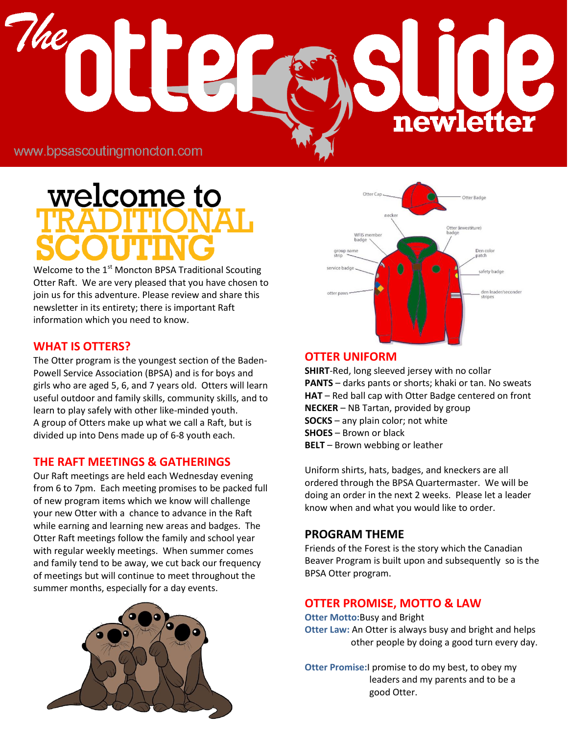# The otter slide newsletter

www.bpsascoutingmoncton.com

## welcome to TRADITIONAL SCOUTING

Welcome to the 1st Moncton BPSA Traditional Scouting Otter Raft. We are very pleased that you have chosen to join us for this adventure. Please review and share this newsletter in its entirety; there is important Raft information which you need to know.

## WHAT IS OTTERS?

The Otter program is the youngest section of the Baden-Powell Service Association (BPSA) and is for boys and girls who are aged 5, 6, and 7 years old. Otters will learn useful outdoor and family skills, community skills, and to learn to play safely with other like-minded youth.
A group of Otters make up what we call a Raft, but is divided up into Dens made up of 6-8 youth each.

## THE RAFT MEETINGS & GATHERINGS

Our Raft meetings are held each Wednesday evening from 6 to 7pm. Each meeting promises to be packed full of new program items which we know will challenge your new Otter with a chance to advance in the Raft while earning and learning new areas and badges. The Otter Raft meetings follow the family and school year with regular weekly meetings. When summer comes and family tend to be away, we cut back our frequency of meetings but will continue to meet throughout the summer months, especially for a day events.

Otter Cap, Otter Badge, necker, WFIS member badge, Otter (investiture) badge, group name strip, Den color patch, service badge, safety badge, otter paws, den leader/seconder stripes

## OTTER UNIFORM

**SHIRT**-Red, long sleeved jersey with no collar
**PANTS** – darks pants or shorts; khaki or tan. No sweats
**HAT** – Red ball cap with Otter Badge centered on front
**NECKER** – NB Tartan, provided by group
**SOCKS** – any plain color; not white
**SHOES** – Brown or black
**BELT** – Brown webbing or leather

Uniform shirts, hats, badges, and kneckers are all ordered through the BPSA Quartermaster. We will be doing an order in the next 2 weeks. Please let a leader know when and what you would like to order.

## PROGRAM THEME

Friends of the Forest is the story which the Canadian Beaver Program is built upon and subsequently so is the BPSA Otter program.

## OTTER PROMISE, MOTTO & LAW

**Otter Motto:** Busy and Bright
**Otter Law:** An Otter is always busy and bright and helps other people by doing a good turn every day.

**Otter Promise:** I promise to do my best, to obey my leaders and my parents and to be a good Otter.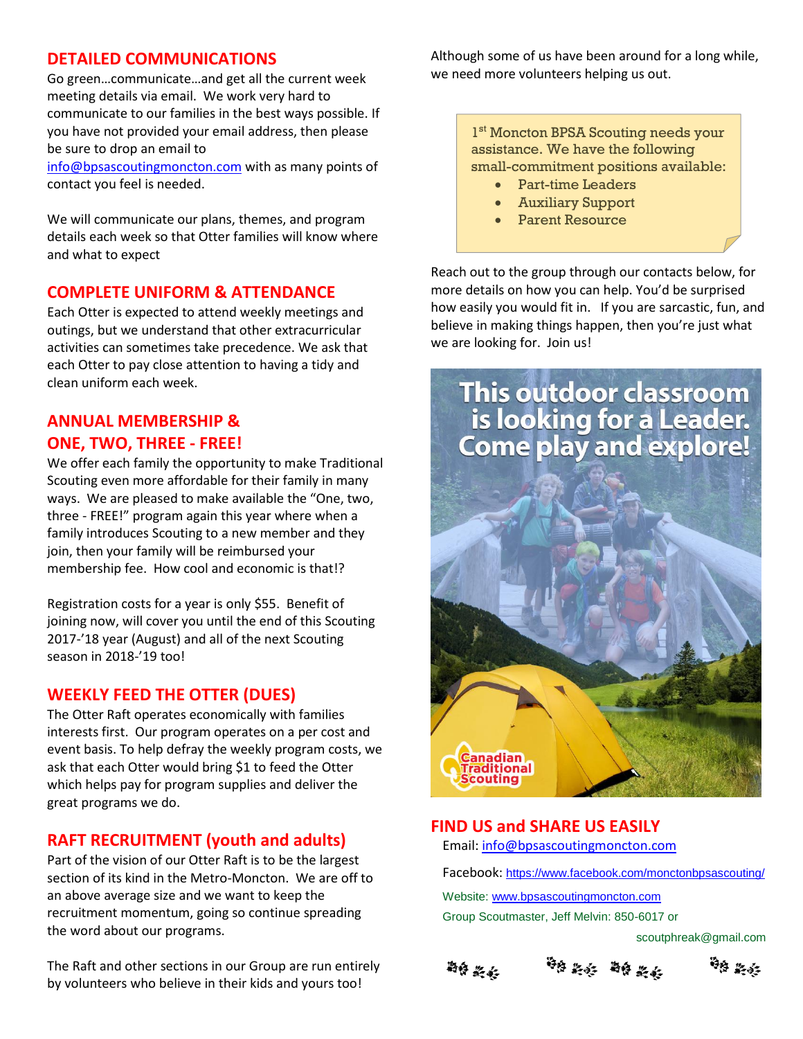## DETAILED COMMUNICATIONS

Go green…communicate…and get all the current week meeting details via email. We work very hard to communicate to our families in the best ways possible. If you have not provided your email address, then please be sure to drop an email to info@bpsascoutingmoncton.com with as many points of contact you feel is needed.

We will communicate our plans, themes, and program details each week so that Otter families will know where and what to expect

## COMPLETE UNIFORM & ATTENDANCE

Each Otter is expected to attend weekly meetings and outings, but we understand that other extracurricular activities can sometimes take precedence. We ask that each Otter to pay close attention to having a tidy and clean uniform each week.

## ANNUAL MEMBERSHIP & ONE, TWO, THREE - FREE!

We offer each family the opportunity to make Traditional Scouting even more affordable for their family in many ways. We are pleased to make available the "One, two, three - FREE!" program again this year where when a family introduces Scouting to a new member and they join, then your family will be reimbursed your membership fee. How cool and economic is that!?

Registration costs for a year is only $55. Benefit of joining now, will cover you until the end of this Scouting 2017-'18 year (August) and all of the next Scouting season in 2018-'19 too!

## WEEKLY FEED THE OTTER (DUES)

The Otter Raft operates economically with families interests first. Our program operates on a per cost and event basis. To help defray the weekly program costs, we ask that each Otter would bring $1 to feed the Otter which helps pay for program supplies and deliver the great programs we do.

## RAFT RECRUITMENT (youth and adults)

Part of the vision of our Otter Raft is to be the largest section of its kind in the Metro-Moncton. We are off to an above average size and we want to keep the recruitment momentum, going so continue spreading the word about our programs.

The Raft and other sections in our Group are run entirely by volunteers who believe in their kids and yours too!

Although some of us have been around for a long while, we need more volunteers helping us out.

1st Moncton BPSA Scouting needs your assistance. We have the following small-commitment positions available:

- Part-time Leaders
- Auxiliary Support
- Parent Resource

Reach out to the group through our contacts below, for more details on how you can help. You'd be surprised how easily you would fit in. If you are sarcastic, fun, and believe in making things happen, then you're just what we are looking for. Join us!

This outdoor classroom is looking for a Leader. Come play and explore!

Canadian Traditional Scouting

## FIND US and SHARE US EASILY

Email: info@bpsascoutingmoncton.com

Facebook: https://www.facebook.com/monctonbpsascouting/

Website: www.bpsascoutingmoncton.com

Group Scoutmaster, Jeff Melvin: 850-6017 or scoutphreak@gmail.com